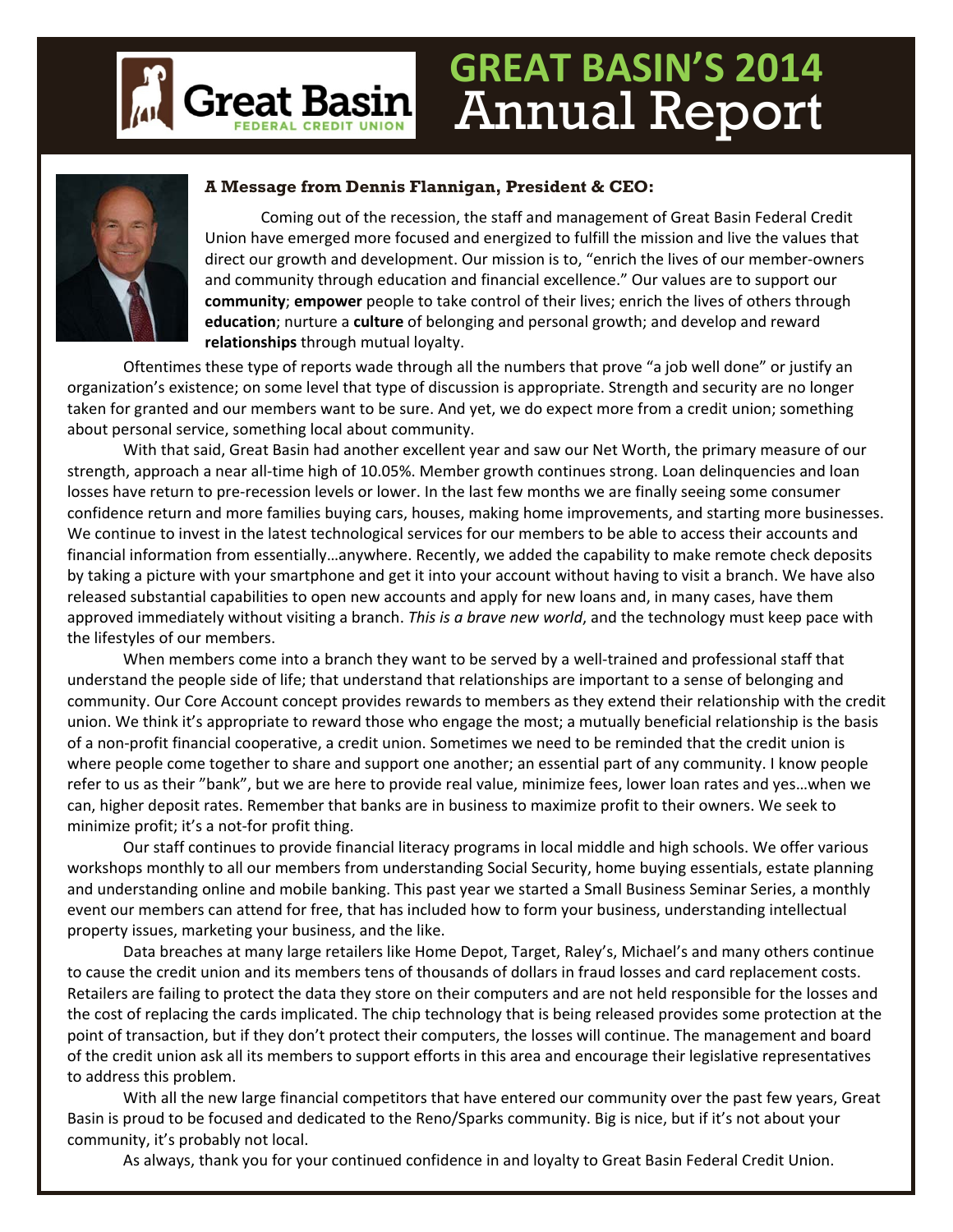# GREAT BASIN'S 2014 Annual Report

**A Message from Dennis Flannigan, President & CEO:**

Coming out of the recession, the staff and management of Great Basin Federal Credit Union have emerged more focused and energized to fulfill the mission and live the values that direct our growth and development. Our mission is to, "enrich the lives of our member-owners and community through education and financial excellence." Our values are to support our **community**; **empower** people to take control of their lives; enrich the lives of others through **education**; nurture a **culture** of belonging and personal growth; and develop and reward **relationships** through mutual loyalty.

Oftentimes these type of reports wade through all the numbers that prove "a job well done" or justify an organization's existence; on some level that type of discussion is appropriate. Strength and security are no longer taken for granted and our members want to be sure. And yet, we do expect more from a credit union; something about personal service, something local about community.

With that said, Great Basin had another excellent year and saw our Net Worth, the primary measure of our strength, approach a near all-time high of 10.05%. Member growth continues strong. Loan delinquencies and loan losses have return to pre-recession levels or lower. In the last few months we are finally seeing some consumer confidence return and more families buying cars, houses, making home improvements, and starting more businesses. We continue to invest in the latest technological services for our members to be able to access their accounts and financial information from essentially…anywhere. Recently, we added the capability to make remote check deposits by taking a picture with your smartphone and get it into your account without having to visit a branch. We have also released substantial capabilities to open new accounts and apply for new loans and, in many cases, have them approved immediately without visiting a branch. *This is a brave new world*, and the technology must keep pace with the lifestyles of our members.

When members come into a branch they want to be served by a well-trained and professional staff that understand the people side of life; that understand that relationships are important to a sense of belonging and community. Our Core Account concept provides rewards to members as they extend their relationship with the credit union. We think it's appropriate to reward those who engage the most; a mutually beneficial relationship is the basis of a non-profit financial cooperative, a credit union. Sometimes we need to be reminded that the credit union is where people come together to share and support one another; an essential part of any community. I know people refer to us as their "bank", but we are here to provide real value, minimize fees, lower loan rates and yes…when we can, higher deposit rates. Remember that banks are in business to maximize profit to their owners. We seek to minimize profit; it's a not-for profit thing.

Our staff continues to provide financial literacy programs in local middle and high schools. We offer various workshops monthly to all our members from understanding Social Security, home buying essentials, estate planning and understanding online and mobile banking. This past year we started a Small Business Seminar Series, a monthly event our members can attend for free, that has included how to form your business, understanding intellectual property issues, marketing your business, and the like.

Data breaches at many large retailers like Home Depot, Target, Raley's, Michael's and many others continue to cause the credit union and its members tens of thousands of dollars in fraud losses and card replacement costs. Retailers are failing to protect the data they store on their computers and are not held responsible for the losses and the cost of replacing the cards implicated. The chip technology that is being released provides some protection at the point of transaction, but if they don't protect their computers, the losses will continue. The management and board of the credit union ask all its members to support efforts in this area and encourage their legislative representatives to address this problem.

With all the new large financial competitors that have entered our community over the past few years, Great Basin is proud to be focused and dedicated to the Reno/Sparks community. Big is nice, but if it's not about your community, it's probably not local.

As always, thank you for your continued confidence in and loyalty to Great Basin Federal Credit Union.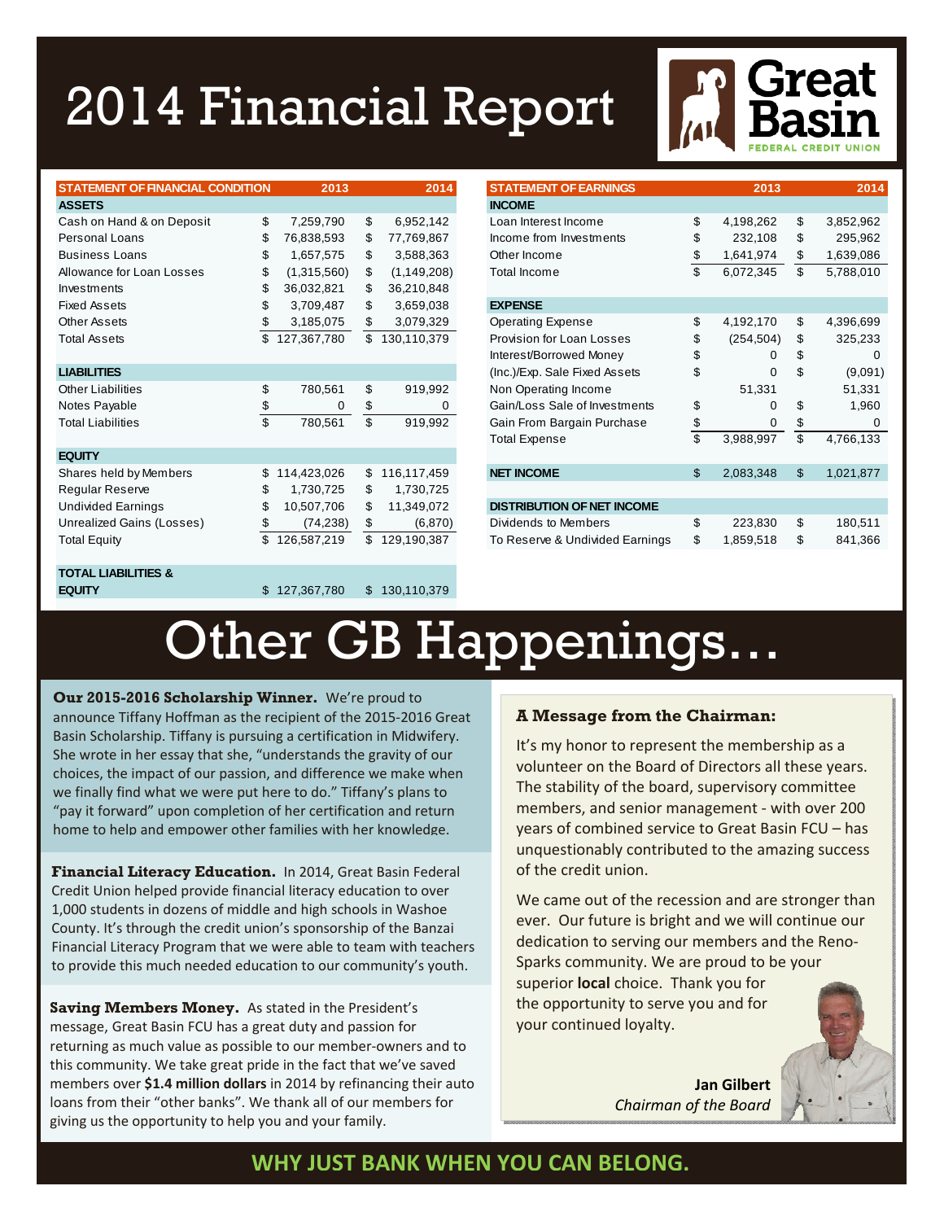# 2014 Financial Report

| STATEMENT OF FINANCIAL CONDITION | 2013 | 2014 |
|---|---|---|
| **ASSETS** | | |
| Cash on Hand & on Deposit | $ 7,259,790 | $ 6,952,142 |
| Personal Loans | $ 76,838,593 | $ 77,769,867 |
| Business Loans | $ 1,657,575 | $ 3,588,363 |
| Allowance for Loan Losses | $ (1,315,560) | $ (1,149,208) |
| Investments | $ 36,032,821 | $ 36,210,848 |
| Fixed Assets | $ 3,709,487 | $ 3,659,038 |
| Other Assets | $ 3,185,075 | $ 3,079,329 |
| Total Assets | $ 127,367,780 | $ 130,110,379 |
| **LIABILITIES** | | |
| Other Liabilities | $ 780,561 | $ 919,992 |
| Notes Payable | $ 0 | $ 0 |
| Total Liabilities | $ 780,561 | $ 919,992 |
| **EQUITY** | | |
| Shares held by Members | $ 114,423,026 | $ 116,117,459 |
| Regular Reserve | $ 1,730,725 | $ 1,730,725 |
| Undivided Earnings | $ 10,507,706 | $ 11,349,072 |
| Unrealized Gains (Losses) | $ (74,238) | $ (6,870) |
| Total Equity | $ 126,587,219 | $ 129,190,387 |
| **TOTAL LIABILITIES & EQUITY** | $ 127,367,780 | $ 130,110,379 |

| STATEMENT OF EARNINGS | 2013 | 2014 |
|---|---|---|
| **INCOME** | | |
| Loan Interest Income | $ 4,198,262 | $ 3,852,962 |
| Income from Investments | $ 232,108 | $ 295,962 |
| Other Income | $ 1,641,974 | $ 1,639,086 |
| Total Income | $ 6,072,345 | $ 5,788,010 |
| **EXPENSE** | | |
| Operating Expense | $ 4,192,170 | $ 4,396,699 |
| Provision for Loan Losses | $ (254,504) | $ 325,233 |
| Interest/Borrowed Money | $ 0 | $ 0 |
| (Inc.)/Exp. Sale Fixed Assets | $ 0 | $ (9,091) |
| Non Operating Income | 51,331 | 51,331 |
| Gain/Loss Sale of Investments | $ 0 | $ 1,960 |
| Gain From Bargain Purchase | $ 0 | $ 0 |
| Total Expense | $ 3,988,997 | $ 4,766,133 |
| **NET INCOME** | $ 2,083,348 | $ 1,021,877 |
| **DISTRIBUTION OF NET INCOME** | | |
| Dividends to Members | $ 223,830 | $ 180,511 |
| To Reserve & Undivided Earnings | $ 1,859,518 | $ 841,366 |

# Other GB Happenings…

**Our 2015-2016 Scholarship Winner.** We're proud to announce Tiffany Hoffman as the recipient of the 2015-2016 Great Basin Scholarship. Tiffany is pursuing a certification in Midwifery. She wrote in her essay that she, "understands the gravity of our choices, the impact of our passion, and difference we make when we finally find what we were put here to do." Tiffany's plans to "pay it forward" upon completion of her certification and return home to help and empower other families with her knowledge.

**Financial Literacy Education.** In 2014, Great Basin Federal Credit Union helped provide financial literacy education to over 1,000 students in dozens of middle and high schools in Washoe County. It's through the credit union's sponsorship of the Banzai Financial Literacy Program that we were able to team with teachers to provide this much needed education to our community's youth.

**Saving Members Money.** As stated in the President's message, Great Basin FCU has a great duty and passion for returning as much value as possible to our member-owners and to this community. We take great pride in the fact that we've saved members over **$1.4 million dollars** in 2014 by refinancing their auto loans from their "other banks". We thank all of our members for giving us the opportunity to help you and your family.

### A Message from the Chairman:

It's my honor to represent the membership as a volunteer on the Board of Directors all these years. The stability of the board, supervisory committee members, and senior management - with over 200 years of combined service to Great Basin FCU – has unquestionably contributed to the amazing success of the credit union.

We came out of the recession and are stronger than ever. Our future is bright and we will continue our dedication to serving our members and the Reno-Sparks community. We are proud to be your superior **local** choice. Thank you for the opportunity to serve you and for your continued loyalty.

**Jan Gilbert**
*Chairman of the Board*

**WHY JUST BANK WHEN YOU CAN BELONG.**